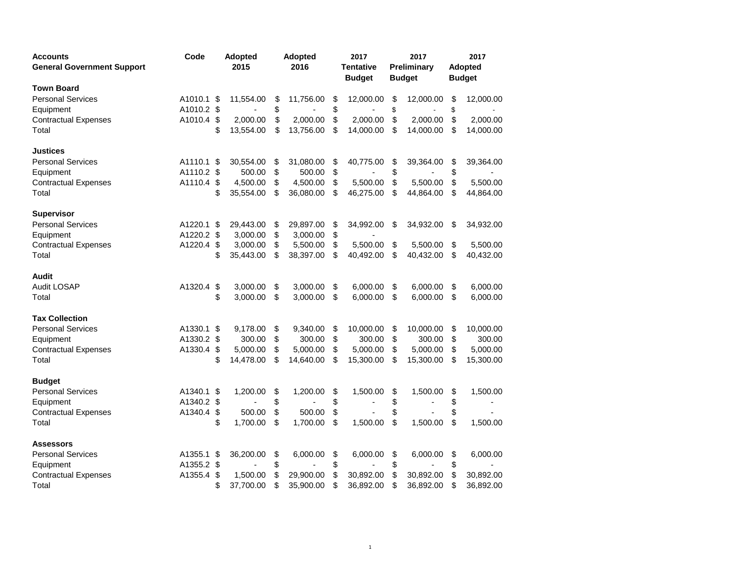| Accounts<br>General Government Support | Code | Adopted 2015 | Adopted 2016 | 2017 Tentative Budget | 2017 Preliminary Budget | 2017 Adopted Budget |
|---|---|---|---|---|---|---|
| **Town Board** | | | | | | |
| Personal Services | A1010.1 | $ 11,554.00 | $ 11,756.00 | $ 12,000.00 | $ 12,000.00 | $ 12,000.00 |
| Equipment | A1010.2 | $ - | $ - | $ - | $ - | $ - |
| Contractual Expenses | A1010.4 | $ 2,000.00 | $ 2,000.00 | $ 2,000.00 | $ 2,000.00 | $ 2,000.00 |
| Total | | $ 13,554.00 | $ 13,756.00 | $ 14,000.00 | $ 14,000.00 | $ 14,000.00 |
| | | | | | | |
| **Justices** | | | | | | |
| Personal Services | A1110.1 | $ 30,554.00 | $ 31,080.00 | $ 40,775.00 | $ 39,364.00 | $ 39,364.00 |
| Equipment | A1110.2 | $ 500.00 | $ 500.00 | $ - | $ - | $ - |
| Contractual Expenses | A1110.4 | $ 4,500.00 | $ 4,500.00 | $ 5,500.00 | $ 5,500.00 | $ 5,500.00 |
| Total | | $ 35,554.00 | $ 36,080.00 | $ 46,275.00 | $ 44,864.00 | $ 44,864.00 |
| | | | | | | |
| **Supervisor** | | | | | | |
| Personal Services | A1220.1 | $ 29,443.00 | $ 29,897.00 | $ 34,992.00 | $ 34,932.00 | $ 34,932.00 |
| Equipment | A1220.2 | $ 3,000.00 | $ 3,000.00 | $ - | | |
| Contractual Expenses | A1220.4 | $ 3,000.00 | $ 5,500.00 | $ 5,500.00 | $ 5,500.00 | $ 5,500.00 |
| Total | | $ 35,443.00 | $ 38,397.00 | $ 40,492.00 | $ 40,432.00 | $ 40,432.00 |
| | | | | | | |
| **Audit** | | | | | | |
| Audit LOSAP | A1320.4 | $ 3,000.00 | $ 3,000.00 | $ 6,000.00 | $ 6,000.00 | $ 6,000.00 |
| Total | | $ 3,000.00 | $ 3,000.00 | $ 6,000.00 | $ 6,000.00 | $ 6,000.00 |
| | | | | | | |
| **Tax Collection** | | | | | | |
| Personal Services | A1330.1 | $ 9,178.00 | $ 9,340.00 | $ 10,000.00 | $ 10,000.00 | $ 10,000.00 |
| Equipment | A1330.2 | $ 300.00 | $ 300.00 | $ 300.00 | $ 300.00 | $ 300.00 |
| Contractual Expenses | A1330.4 | $ 5,000.00 | $ 5,000.00 | $ 5,000.00 | $ 5,000.00 | $ 5,000.00 |
| Total | | $ 14,478.00 | $ 14,640.00 | $ 15,300.00 | $ 15,300.00 | $ 15,300.00 |
| | | | | | | |
| **Budget** | | | | | | |
| Personal Services | A1340.1 | $ 1,200.00 | $ 1,200.00 | $ 1,500.00 | $ 1,500.00 | $ 1,500.00 |
| Equipment | A1340.2 | $ - | $ - | $ - | $ - | $ - |
| Contractual Expenses | A1340.4 | $ 500.00 | $ 500.00 | $ - | $ - | $ - |
| Total | | $ 1,700.00 | $ 1,700.00 | $ 1,500.00 | $ 1,500.00 | $ 1,500.00 |
| | | | | | | |
| **Assessors** | | | | | | |
| Personal Services | A1355.1 | $ 36,200.00 | $ 6,000.00 | $ 6,000.00 | $ 6,000.00 | $ 6,000.00 |
| Equipment | A1355.2 | $ - | $ - | $ - | $ - | $ - |
| Contractual Expenses | A1355.4 | $ 1,500.00 | $ 29,900.00 | $ 30,892.00 | $ 30,892.00 | $ 30,892.00 |
| Total | | $ 37,700.00 | $ 35,900.00 | $ 36,892.00 | $ 36,892.00 | $ 36,892.00 |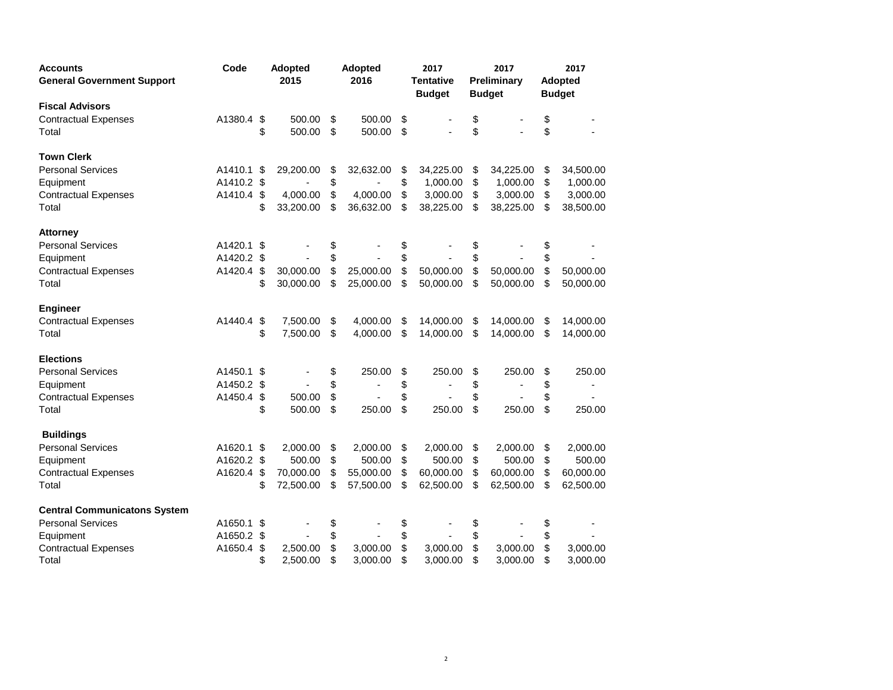| Accounts<br>General Government Support | Code | Adopted 2015 | Adopted 2016 | 2017 Tentative Budget | 2017 Preliminary Budget | 2017 Adopted Budget |
|---|---|---|---|---|---|---|
| **Fiscal Advisors** | | | | | | |
| Contractual Expenses | A1380.4 | $ 500.00 | $ 500.00 | $ - | $ - | $ - |
| Total | | $ 500.00 | $ 500.00 | $ - | $ - | $ - |
| | | | | | | |
| **Town Clerk** | | | | | | |
| Personal Services | A1410.1 | $ 29,200.00 | $ 32,632.00 | $ 34,225.00 | $ 34,225.00 | $ 34,500.00 |
| Equipment | A1410.2 | $ - | $ - | $ 1,000.00 | $ 1,000.00 | $ 1,000.00 |
| Contractual Expenses | A1410.4 | $ 4,000.00 | $ 4,000.00 | $ 3,000.00 | $ 3,000.00 | $ 3,000.00 |
| Total | | $ 33,200.00 | $ 36,632.00 | $ 38,225.00 | $ 38,225.00 | $ 38,500.00 |
| | | | | | | |
| **Attorney** | | | | | | |
| Personal Services | A1420.1 | $ - | $ - | $ - | $ - | $ - |
| Equipment | A1420.2 | $ - | $ - | $ - | $ - | $ - |
| Contractual Expenses | A1420.4 | $ 30,000.00 | $ 25,000.00 | $ 50,000.00 | $ 50,000.00 | $ 50,000.00 |
| Total | | $ 30,000.00 | $ 25,000.00 | $ 50,000.00 | $ 50,000.00 | $ 50,000.00 |
| | | | | | | |
| **Engineer** | | | | | | |
| Contractual Expenses | A1440.4 | $ 7,500.00 | $ 4,000.00 | $ 14,000.00 | $ 14,000.00 | $ 14,000.00 |
| Total | | $ 7,500.00 | $ 4,000.00 | $ 14,000.00 | $ 14,000.00 | $ 14,000.00 |
| | | | | | | |
| **Elections** | | | | | | |
| Personal Services | A1450.1 | $ - | $ 250.00 | $ 250.00 | $ 250.00 | $ 250.00 |
| Equipment | A1450.2 | $ - | $ - | $ - | $ - | $ - |
| Contractual Expenses | A1450.4 | $ 500.00 | $ - | $ - | $ - | $ - |
| Total | | $ 500.00 | $ 250.00 | $ 250.00 | $ 250.00 | $ 250.00 |
| | | | | | | |
| **Buildings** | | | | | | |
| Personal Services | A1620.1 | $ 2,000.00 | $ 2,000.00 | $ 2,000.00 | $ 2,000.00 | $ 2,000.00 |
| Equipment | A1620.2 | $ 500.00 | $ 500.00 | $ 500.00 | $ 500.00 | $ 500.00 |
| Contractual Expenses | A1620.4 | $ 70,000.00 | $ 55,000.00 | $ 60,000.00 | $ 60,000.00 | $ 60,000.00 |
| Total | | $ 72,500.00 | $ 57,500.00 | $ 62,500.00 | $ 62,500.00 | $ 62,500.00 |
| | | | | | | |
| **Central Communicatons System** | | | | | | |
| Personal Services | A1650.1 | $ - | $ - | $ - | $ - | $ - |
| Equipment | A1650.2 | $ - | $ - | $ - | $ - | $ - |
| Contractual Expenses | A1650.4 | $ 2,500.00 | $ 3,000.00 | $ 3,000.00 | $ 3,000.00 | $ 3,000.00 |
| Total | | $ 2,500.00 | $ 3,000.00 | $ 3,000.00 | $ 3,000.00 | $ 3,000.00 |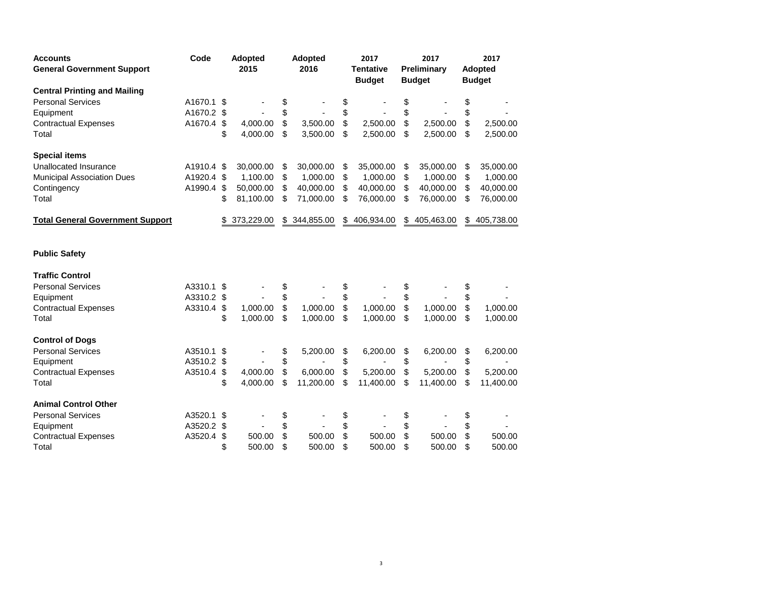| Accounts<br>General Government Support | Code | Adopted 2015 | Adopted 2016 | 2017 Tentative Budget | 2017 Preliminary Budget | 2017 Adopted Budget |
|---|---|---|---|---|---|---|
| **Central Printing and Mailing** | | | | | | |
| Personal Services | A1670.1 | $ - | $ - | $ - | $ - | $ - |
| Equipment | A1670.2 | $ - | $ - | $ - | $ - | $ - |
| Contractual Expenses | A1670.4 | $ 4,000.00 | $ 3,500.00 | $ 2,500.00 | $ 2,500.00 | $ 2,500.00 |
| Total | | $ 4,000.00 | $ 3,500.00 | $ 2,500.00 | $ 2,500.00 | $ 2,500.00 |
| **Special items** | | | | | | |
| Unallocated Insurance | A1910.4 | $ 30,000.00 | $ 30,000.00 | $ 35,000.00 | $ 35,000.00 | $ 35,000.00 |
| Municipal Association Dues | A1920.4 | $ 1,100.00 | $ 1,000.00 | $ 1,000.00 | $ 1,000.00 | $ 1,000.00 |
| Contingency | A1990.4 | $ 50,000.00 | $ 40,000.00 | $ 40,000.00 | $ 40,000.00 | $ 40,000.00 |
| Total | | $ 81,100.00 | $ 71,000.00 | $ 76,000.00 | $ 76,000.00 | $ 76,000.00 |
| **Total General Government Support** | | $ 373,229.00 | $ 344,855.00 | $ 406,934.00 | $ 405,463.00 | $ 405,738.00 |
| **Public Safety** | | | | | | |
| **Traffic Control** | | | | | | |
| Personal Services | A3310.1 | $ - | $ - | $ - | $ - | $ - |
| Equipment | A3310.2 | $ - | $ - | $ - | $ - | $ - |
| Contractual Expenses | A3310.4 | $ 1,000.00 | $ 1,000.00 | $ 1,000.00 | $ 1,000.00 | $ 1,000.00 |
| Total | | $ 1,000.00 | $ 1,000.00 | $ 1,000.00 | $ 1,000.00 | $ 1,000.00 |
| **Control of Dogs** | | | | | | |
| Personal Services | A3510.1 | $ - | $ 5,200.00 | $ 6,200.00 | $ 6,200.00 | $ 6,200.00 |
| Equipment | A3510.2 | $ - | $ - | $ - | $ - | $ - |
| Contractual Expenses | A3510.4 | $ 4,000.00 | $ 6,000.00 | $ 5,200.00 | $ 5,200.00 | $ 5,200.00 |
| Total | | $ 4,000.00 | $ 11,200.00 | $ 11,400.00 | $ 11,400.00 | $ 11,400.00 |
| **Animal Control Other** | | | | | | |
| Personal Services | A3520.1 | $ - | $ - | $ - | $ - | $ - |
| Equipment | A3520.2 | $ - | $ - | $ - | $ - | $ - |
| Contractual Expenses | A3520.4 | $ 500.00 | $ 500.00 | $ 500.00 | $ 500.00 | $ 500.00 |
| Total | | $ 500.00 | $ 500.00 | $ 500.00 | $ 500.00 | $ 500.00 |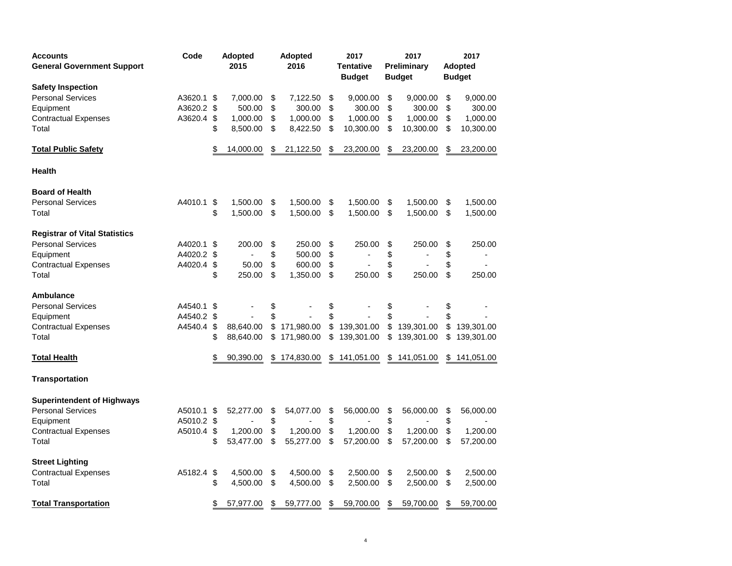| Accounts<br>General Government Support | Code | Adopted 2015 | Adopted 2016 | 2017 Tentative Budget | 2017 Preliminary Budget | 2017 Adopted Budget |
|---|---|---|---|---|---|---|
| **Safety Inspection** | | | | | | |
| Personal Services | A3620.1 | $ 7,000.00 | $ 7,122.50 | $ 9,000.00 | $ 9,000.00 | $ 9,000.00 |
| Equipment | A3620.2 | $ 500.00 | $ 300.00 | $ 300.00 | $ 300.00 | $ 300.00 |
| Contractual Expenses | A3620.4 | $ 1,000.00 | $ 1,000.00 | $ 1,000.00 | $ 1,000.00 | $ 1,000.00 |
| Total | | $ 8,500.00 | $ 8,422.50 | $ 10,300.00 | $ 10,300.00 | $ 10,300.00 |
| **Total Public Safety** | | $ 14,000.00 | $ 21,122.50 | $ 23,200.00 | $ 23,200.00 | $ 23,200.00 |
| **Health** | | | | | | |
| **Board of Health** | | | | | | |
| Personal Services | A4010.1 | $ 1,500.00 | $ 1,500.00 | $ 1,500.00 | $ 1,500.00 | $ 1,500.00 |
| Total | | $ 1,500.00 | $ 1,500.00 | $ 1,500.00 | $ 1,500.00 | $ 1,500.00 |
| **Registrar of Vital Statistics** | | | | | | |
| Personal Services | A4020.1 | $ 200.00 | $ 250.00 | $ 250.00 | $ 250.00 | $ 250.00 |
| Equipment | A4020.2 | $ - | $ 500.00 | $ - | $ - | $ - |
| Contractual Expenses | A4020.4 | $ 50.00 | $ 600.00 | $ - | $ - | $ - |
| Total | | $ 250.00 | $ 1,350.00 | $ 250.00 | $ 250.00 | $ 250.00 |
| **Ambulance** | | | | | | |
| Personal Services | A4540.1 | $ - | $ - | $ - | $ - | $ - |
| Equipment | A4540.2 | $ - | $ - | $ - | $ - | $ - |
| Contractual Expenses | A4540.4 | $ 88,640.00 | $ 171,980.00 | $ 139,301.00 | $ 139,301.00 | $ 139,301.00 |
| Total | | $ 88,640.00 | $ 171,980.00 | $ 139,301.00 | $ 139,301.00 | $ 139,301.00 |
| **Total Health** | | $ 90,390.00 | $ 174,830.00 | $ 141,051.00 | $ 141,051.00 | $ 141,051.00 |
| **Transportation** | | | | | | |
| **Superintendent of Highways** | | | | | | |
| Personal Services | A5010.1 | $ 52,277.00 | $ 54,077.00 | $ 56,000.00 | $ 56,000.00 | $ 56,000.00 |
| Equipment | A5010.2 | $ - | $ - | $ - | $ - | $ - |
| Contractual Expenses | A5010.4 | $ 1,200.00 | $ 1,200.00 | $ 1,200.00 | $ 1,200.00 | $ 1,200.00 |
| Total | | $ 53,477.00 | $ 55,277.00 | $ 57,200.00 | $ 57,200.00 | $ 57,200.00 |
| **Street Lighting** | | | | | | |
| Contractual Expenses | A5182.4 | $ 4,500.00 | $ 4,500.00 | $ 2,500.00 | $ 2,500.00 | $ 2,500.00 |
| Total | | $ 4,500.00 | $ 4,500.00 | $ 2,500.00 | $ 2,500.00 | $ 2,500.00 |
| **Total Transportation** | | $ 57,977.00 | $ 59,777.00 | $ 59,700.00 | $ 59,700.00 | $ 59,700.00 |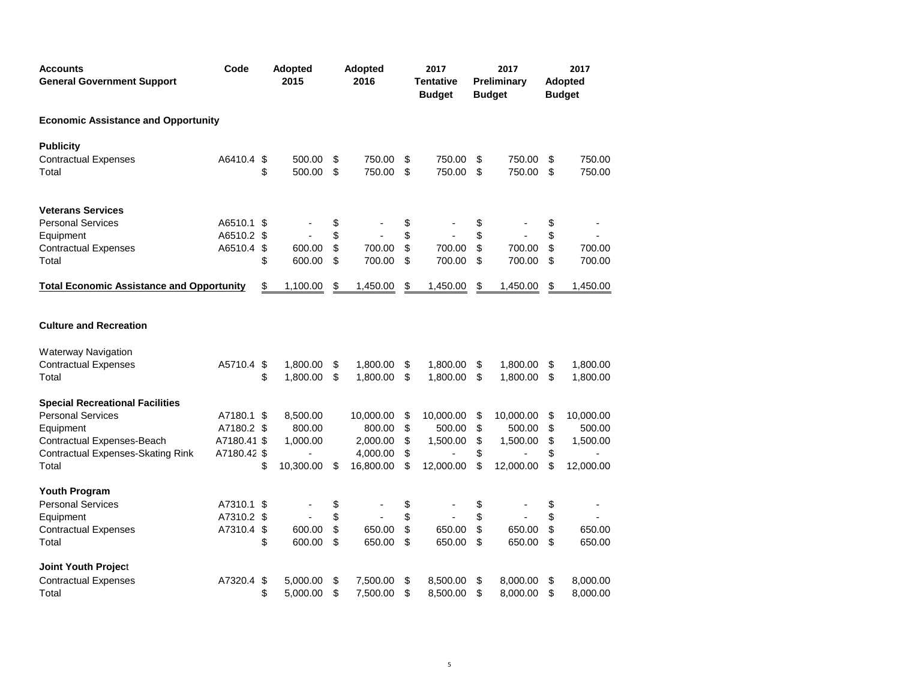| Accounts<br>General Government Support | Code | Adopted 2015 | Adopted 2016 | 2017 Tentative Budget | 2017 Preliminary Budget | 2017 Adopted Budget |
|---|---|---|---|---|---|---|
| **Economic Assistance and Opportunity** | | | | | | |
| **Publicity** | | | | | | |
| Contractual Expenses | A6410.4 | $ 500.00 | $ 750.00 | $ 750.00 | $ 750.00 | $ 750.00 |
| Total | | $ 500.00 | $ 750.00 | $ 750.00 | $ 750.00 | $ 750.00 |
| **Veterans Services** | | | | | | |
| Personal Services | A6510.1 | $ - | $ - | $ - | $ - | $ - |
| Equipment | A6510.2 | $ - | $ - | $ - | $ - | $ - |
| Contractual Expenses | A6510.4 | $ 600.00 | $ 700.00 | $ 700.00 | $ 700.00 | $ 700.00 |
| Total | | $ 600.00 | $ 700.00 | $ 700.00 | $ 700.00 | $ 700.00 |
| **Total Economic Assistance and Opportunity** | | $ 1,100.00 | $ 1,450.00 | $ 1,450.00 | $ 1,450.00 | $ 1,450.00 |
| **Culture and Recreation** | | | | | | |
| Waterway Navigation | | | | | | |
| Contractual Expenses | A5710.4 | $ 1,800.00 | $ 1,800.00 | $ 1,800.00 | $ 1,800.00 | $ 1,800.00 |
| Total | | $ 1,800.00 | $ 1,800.00 | $ 1,800.00 | $ 1,800.00 | $ 1,800.00 |
| **Special Recreational Facilities** | | | | | | |
| Personal Services | A7180.1 | $ 8,500.00 | 10,000.00 | $ 10,000.00 | $ 10,000.00 | $ 10,000.00 |
| Equipment | A7180.2 | $ 800.00 | 800.00 | $ 500.00 | $ 500.00 | $ 500.00 |
| Contractual Expenses-Beach | A7180.41 | $ 1,000.00 | 2,000.00 | $ 1,500.00 | $ 1,500.00 | $ 1,500.00 |
| Contractual Expenses-Skating Rink | A7180.42 | $ - | 4,000.00 | $ - | $ - | $ - |
| Total | | $ 10,300.00 | $ 16,800.00 | $ 12,000.00 | $ 12,000.00 | $ 12,000.00 |
| **Youth Program** | | | | | | |
| Personal Services | A7310.1 | $ - | $ - | $ - | $ - | $ - |
| Equipment | A7310.2 | $ - | $ - | $ - | $ - | $ - |
| Contractual Expenses | A7310.4 | $ 600.00 | $ 650.00 | $ 650.00 | $ 650.00 | $ 650.00 |
| Total | | $ 600.00 | $ 650.00 | $ 650.00 | $ 650.00 | $ 650.00 |
| **Joint Youth Project** | | | | | | |
| Contractual Expenses | A7320.4 | $ 5,000.00 | $ 7,500.00 | $ 8,500.00 | $ 8,000.00 | $ 8,000.00 |
| Total | | $ 5,000.00 | $ 7,500.00 | $ 8,500.00 | $ 8,000.00 | $ 8,000.00 |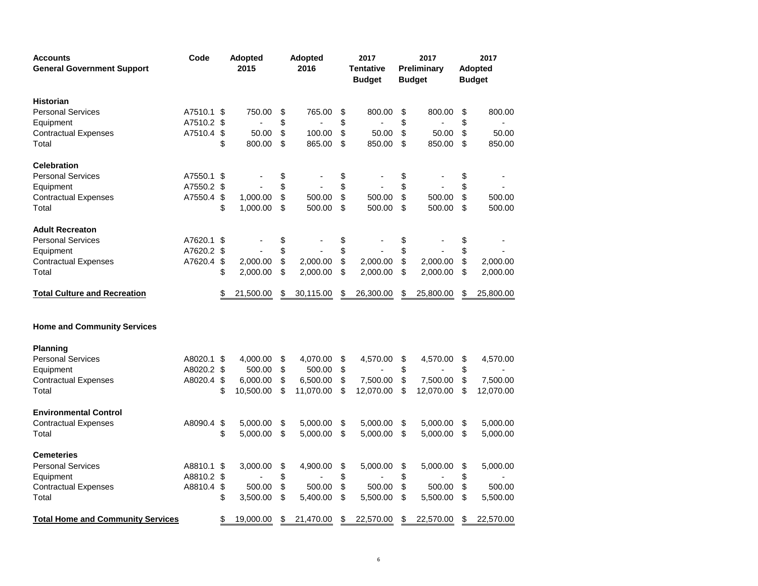| **Accounts**<br>**General Government Support** | **Code** | **Adopted 2015** | **Adopted 2016** | **2017 Tentative Budget** | **2017 Preliminary Budget** | **2017 Adopted Budget** |
|---|---|---|---|---|---|---|
| **Historian** | | | | | | |
| Personal Services | A7510.1 | $ 750.00 | $ 765.00 | $ 800.00 | $ 800.00 | $ 800.00 |
| Equipment | A7510.2 | $ - | $ - | $ - | $ - | $ - |
| Contractual Expenses | A7510.4 | $ 50.00 | $ 100.00 | $ 50.00 | $ 50.00 | $ 50.00 |
| Total | | $ 800.00 | $ 865.00 | $ 850.00 | $ 850.00 | $ 850.00 |
| **Celebration** | | | | | | |
| Personal Services | A7550.1 | $ - | $ - | $ - | $ - | $ - |
| Equipment | A7550.2 | $ - | $ - | $ - | $ - | $ - |
| Contractual Expenses | A7550.4 | $ 1,000.00 | $ 500.00 | $ 500.00 | $ 500.00 | $ 500.00 |
| Total | | $ 1,000.00 | $ 500.00 | $ 500.00 | $ 500.00 | $ 500.00 |
| **Adult Recreaton** | | | | | | |
| Personal Services | A7620.1 | $ - | $ - | $ - | $ - | $ - |
| Equipment | A7620.2 | $ - | $ - | $ - | $ - | $ - |
| Contractual Expenses | A7620.4 | $ 2,000.00 | $ 2,000.00 | $ 2,000.00 | $ 2,000.00 | $ 2,000.00 |
| Total | | $ 2,000.00 | $ 2,000.00 | $ 2,000.00 | $ 2,000.00 | $ 2,000.00 |
| **Total Culture and Recreation** | | $ 21,500.00 | $ 30,115.00 | $ 26,300.00 | $ 25,800.00 | $ 25,800.00 |
| | | | | | | |
| **Home and Community Services** | | | | | | |
| **Planning** | | | | | | |
| Personal Services | A8020.1 | $ 4,000.00 | $ 4,070.00 | $ 4,570.00 | $ 4,570.00 | $ 4,570.00 |
| Equipment | A8020.2 | $ 500.00 | $ 500.00 | $ - | $ - | $ - |
| Contractual Expenses | A8020.4 | $ 6,000.00 | $ 6,500.00 | $ 7,500.00 | $ 7,500.00 | $ 7,500.00 |
| Total | | $ 10,500.00 | $ 11,070.00 | $ 12,070.00 | $ 12,070.00 | $ 12,070.00 |
| **Environmental Control** | | | | | | |
| Contractual Expenses | A8090.4 | $ 5,000.00 | $ 5,000.00 | $ 5,000.00 | $ 5,000.00 | $ 5,000.00 |
| Total | | $ 5,000.00 | $ 5,000.00 | $ 5,000.00 | $ 5,000.00 | $ 5,000.00 |
| **Cemeteries** | | | | | | |
| Personal Services | A8810.1 | $ 3,000.00 | $ 4,900.00 | $ 5,000.00 | $ 5,000.00 | $ 5,000.00 |
| Equipment | A8810.2 | $ - | $ - | $ - | $ - | $ - |
| Contractual Expenses | A8810.4 | $ 500.00 | $ 500.00 | $ 500.00 | $ 500.00 | $ 500.00 |
| Total | | $ 3,500.00 | $ 5,400.00 | $ 5,500.00 | $ 5,500.00 | $ 5,500.00 |
| **Total Home and Community Services** | | $ 19,000.00 | $ 21,470.00 | $ 22,570.00 | $ 22,570.00 | $ 22,570.00 |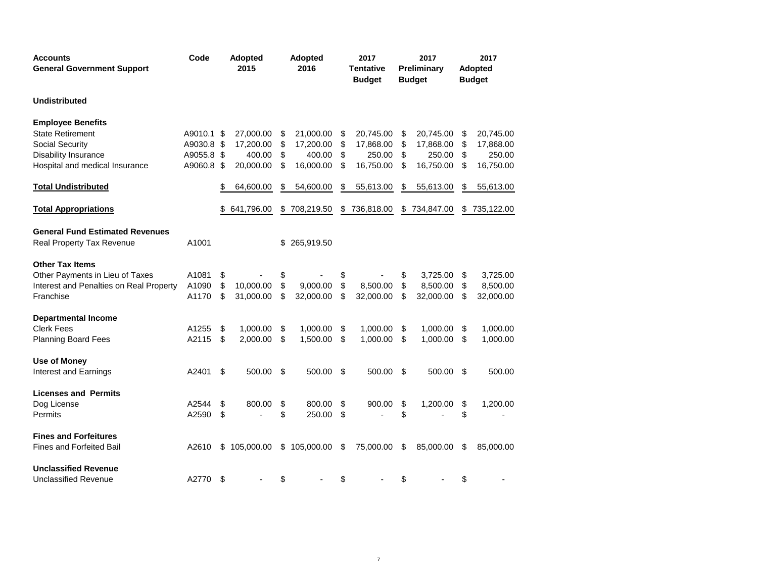| Accounts General Government Support | Code | Adopted 2015 | Adopted 2016 | 2017 Tentative Budget | 2017 Preliminary Budget | 2017 Adopted Budget |
|---|---|---|---|---|---|---|
| **Undistributed** | | | | | | |
| **Employee Benefits** | | | | | | |
| State Retirement | A9010.1 | $ 27,000.00 | $ 21,000.00 | $ 20,745.00 | $ 20,745.00 | $ 20,745.00 |
| Social Security | A9030.8 | $ 17,200.00 | $ 17,200.00 | $ 17,868.00 | $ 17,868.00 | $ 17,868.00 |
| Disability Insurance | A9055.8 | $ 400.00 | $ 400.00 | $ 250.00 | $ 250.00 | $ 250.00 |
| Hospital and medical Insurance | A9060.8 | $ 20,000.00 | $ 16,000.00 | $ 16,750.00 | $ 16,750.00 | $ 16,750.00 |
| **Total Undistributed** | | $ 64,600.00 | $ 54,600.00 | $ 55,613.00 | $ 55,613.00 | $ 55,613.00 |
| **Total Appropriations** | | $ 641,796.00 | $ 708,219.50 | $ 736,818.00 | $ 734,847.00 | $ 735,122.00 |
| **General Fund Estimated Revenues** | | | | | | |
| Real Property Tax Revenue | A1001 | | $ 265,919.50 | | | |
| **Other Tax Items** | | | | | | |
| Other Payments in Lieu of Taxes | A1081 | $ - | $ - | $ - | $ 3,725.00 | $ 3,725.00 |
| Interest and Penalties on Real Property | A1090 | $ 10,000.00 | $ 9,000.00 | $ 8,500.00 | $ 8,500.00 | $ 8,500.00 |
| Franchise | A1170 | $ 31,000.00 | $ 32,000.00 | $ 32,000.00 | $ 32,000.00 | $ 32,000.00 |
| **Departmental Income** | | | | | | |
| Clerk Fees | A1255 | $ 1,000.00 | $ 1,000.00 | $ 1,000.00 | $ 1,000.00 | $ 1,000.00 |
| Planning Board Fees | A2115 | $ 2,000.00 | $ 1,500.00 | $ 1,000.00 | $ 1,000.00 | $ 1,000.00 |
| **Use of Money** | | | | | | |
| Interest and Earnings | A2401 | $ 500.00 | $ 500.00 | $ 500.00 | $ 500.00 | $ 500.00 |
| **Licenses and Permits** | | | | | | |
| Dog License | A2544 | $ 800.00 | $ 800.00 | $ 900.00 | $ 1,200.00 | $ 1,200.00 |
| Permits | A2590 | $ - | $ 250.00 | $ - | $ - | $ - |
| **Fines and Forfeitures** | | | | | | |
| Fines and Forfeited Bail | A2610 | $ 105,000.00 | $ 105,000.00 | $ 75,000.00 | $ 85,000.00 | $ 85,000.00 |
| **Unclassified Revenue** | | | | | | |
| Unclassified Revenue | A2770 | $ - | $ - | $ - | $ - | $ - |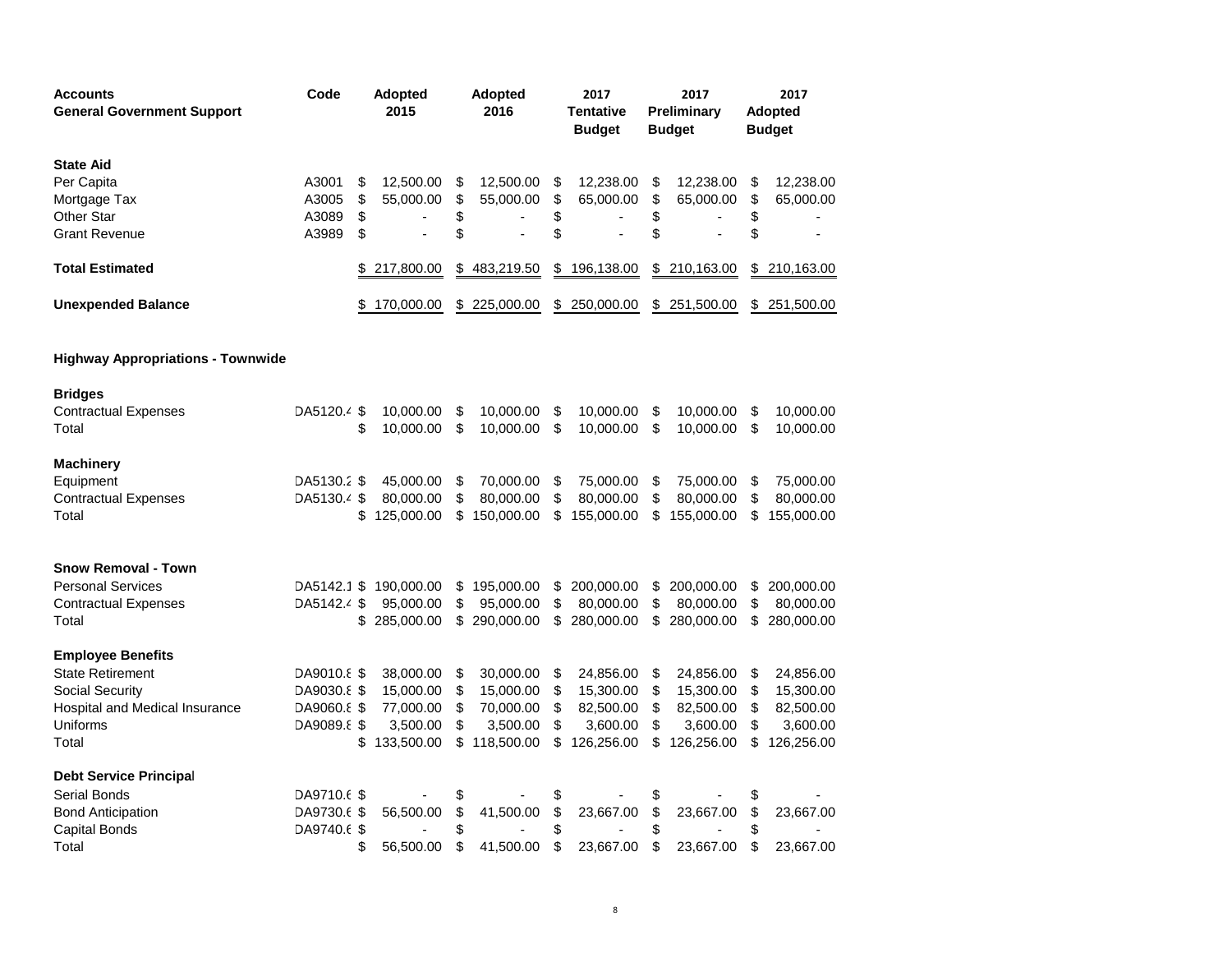| Accounts<br>General Government Support | Code | Adopted 2015 | Adopted 2016 | 2017 Tentative Budget | 2017 Preliminary Budget | 2017 Adopted Budget |
|---|---|---|---|---|---|---|
| **State Aid** | | | | | | |
| Per Capita | A3001 | $ 12,500.00 | $ 12,500.00 | $ 12,238.00 | $ 12,238.00 | $ 12,238.00 |
| Mortgage Tax | A3005 | $ 55,000.00 | $ 55,000.00 | $ 65,000.00 | $ 65,000.00 | $ 65,000.00 |
| Other Star | A3089 | $ - | $ - | $ - | $ - | $ - |
| Grant Revenue | A3989 | $ - | $ - | $ - | $ - | $ - |
| **Total Estimated** | | $ 217,800.00 | $ 483,219.50 | $ 196,138.00 | $ 210,163.00 | $ 210,163.00 |
| **Unexpended Balance** | | $ 170,000.00 | $ 225,000.00 | $ 250,000.00 | $ 251,500.00 | $ 251,500.00 |
| **Highway Appropriations - Townwide** | | | | | | |
| **Bridges** | | | | | | |
| Contractual Expenses | DA5120.4 | $ 10,000.00 | $ 10,000.00 | $ 10,000.00 | $ 10,000.00 | $ 10,000.00 |
| Total | | $ 10,000.00 | $ 10,000.00 | $ 10,000.00 | $ 10,000.00 | $ 10,000.00 |
| **Machinery** | | | | | | |
| Equipment | DA5130.2 | $ 45,000.00 | $ 70,000.00 | $ 75,000.00 | $ 75,000.00 | $ 75,000.00 |
| Contractual Expenses | DA5130.4 | $ 80,000.00 | $ 80,000.00 | $ 80,000.00 | $ 80,000.00 | $ 80,000.00 |
| Total | | $ 125,000.00 | $ 150,000.00 | $ 155,000.00 | $ 155,000.00 | $ 155,000.00 |
| **Snow Removal - Town** | | | | | | |
| Personal Services | DA5142.1 | $ 190,000.00 | $ 195,000.00 | $ 200,000.00 | $ 200,000.00 | $ 200,000.00 |
| Contractual Expenses | DA5142.4 | $ 95,000.00 | $ 95,000.00 | $ 80,000.00 | $ 80,000.00 | $ 80,000.00 |
| Total | | $ 285,000.00 | $ 290,000.00 | $ 280,000.00 | $ 280,000.00 | $ 280,000.00 |
| **Employee Benefits** | | | | | | |
| State Retirement | DA9010.8 | $ 38,000.00 | $ 30,000.00 | $ 24,856.00 | $ 24,856.00 | $ 24,856.00 |
| Social Security | DA9030.8 | $ 15,000.00 | $ 15,000.00 | $ 15,300.00 | $ 15,300.00 | $ 15,300.00 |
| Hospital and Medical Insurance | DA9060.8 | $ 77,000.00 | $ 70,000.00 | $ 82,500.00 | $ 82,500.00 | $ 82,500.00 |
| Uniforms | DA9089.8 | $ 3,500.00 | $ 3,500.00 | $ 3,600.00 | $ 3,600.00 | $ 3,600.00 |
| Total | | $ 133,500.00 | $ 118,500.00 | $ 126,256.00 | $ 126,256.00 | $ 126,256.00 |
| **Debt Service Principal** | | | | | | |
| Serial Bonds | DA9710.6 | $ - | $ - | $ - | $ - | $ - |
| Bond Anticipation | DA9730.6 | $ 56,500.00 | $ 41,500.00 | $ 23,667.00 | $ 23,667.00 | $ 23,667.00 |
| Capital Bonds | DA9740.6 | $ - | $ - | $ - | $ - | $ - |
| Total | | $ 56,500.00 | $ 41,500.00 | $ 23,667.00 | $ 23,667.00 | $ 23,667.00 |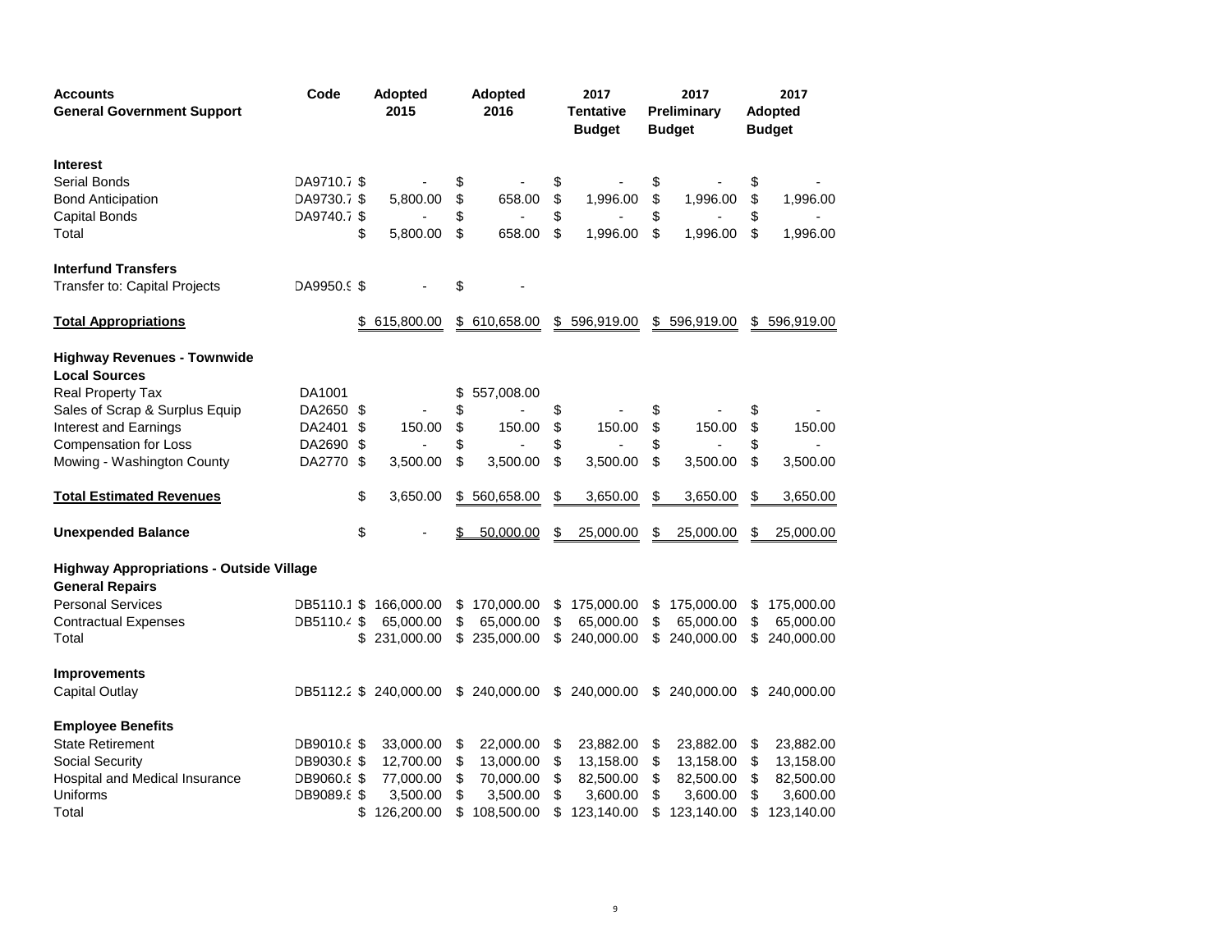| **Accounts**<br>**General Government Support** | **Code** | **Adopted 2015** | **Adopted 2016** | **2017 Tentative Budget** | **2017 Preliminary Budget** | **2017 Adopted Budget** |
|---|---|---|---|---|---|---|
| **Interest** | | | | | | |
| Serial Bonds | DA9710.7 | $ - | $ - | $ - | $ - | $ - |
| Bond Anticipation | DA9730.7 | $ 5,800.00 | $ 658.00 | $ 1,996.00 | $ 1,996.00 | $ 1,996.00 |
| Capital Bonds | DA9740.7 | $ - | $ - | $ - | $ - | $ - |
| Total | | $ 5,800.00 | $ 658.00 | $ 1,996.00 | $ 1,996.00 | $ 1,996.00 |
| **Interfund Transfers** | | | | | | |
| Transfer to: Capital Projects | DA9950.9 | $ - | $ - | | | |
| **Total Appropriations** | | $ 615,800.00 | $ 610,658.00 | $ 596,919.00 | $ 596,919.00 | $ 596,919.00 |
| **Highway Revenues - Townwide** | | | | | | |
| **Local Sources** | | | | | | |
| Real Property Tax | DA1001 | | $ 557,008.00 | | | |
| Sales of Scrap & Surplus Equip | DA2650 | $ - | $ - | $ - | $ - | $ - |
| Interest and Earnings | DA2401 | $ 150.00 | $ 150.00 | $ 150.00 | $ 150.00 | $ 150.00 |
| Compensation for Loss | DA2690 | $ - | $ - | $ - | $ - | $ - |
| Mowing - Washington County | DA2770 | $ 3,500.00 | $ 3,500.00 | $ 3,500.00 | $ 3,500.00 | $ 3,500.00 |
| **Total Estimated Revenues** | | $ 3,650.00 | $ 560,658.00 | $ 3,650.00 | $ 3,650.00 | $ 3,650.00 |
| **Unexpended Balance** | | $ - | $ 50,000.00 | $ 25,000.00 | $ 25,000.00 | $ 25,000.00 |
| **Highway Appropriations - Outside Village** | | | | | | |
| **General Repairs** | | | | | | |
| Personal Services | DB5110.1 | $ 166,000.00 | $ 170,000.00 | $ 175,000.00 | $ 175,000.00 | $ 175,000.00 |
| Contractual Expenses | DB5110.4 | $ 65,000.00 | $ 65,000.00 | $ 65,000.00 | $ 65,000.00 | $ 65,000.00 |
| Total | | $ 231,000.00 | $ 235,000.00 | $ 240,000.00 | $ 240,000.00 | $ 240,000.00 |
| **Improvements** | | | | | | |
| Capital Outlay | DB5112.2 | $ 240,000.00 | $ 240,000.00 | $ 240,000.00 | $ 240,000.00 | $ 240,000.00 |
| **Employee Benefits** | | | | | | |
| State Retirement | DB9010.8 | $ 33,000.00 | $ 22,000.00 | $ 23,882.00 | $ 23,882.00 | $ 23,882.00 |
| Social Security | DB9030.8 | $ 12,700.00 | $ 13,000.00 | $ 13,158.00 | $ 13,158.00 | $ 13,158.00 |
| Hospital and Medical Insurance | DB9060.8 | $ 77,000.00 | $ 70,000.00 | $ 82,500.00 | $ 82,500.00 | $ 82,500.00 |
| Uniforms | DB9089.8 | $ 3,500.00 | $ 3,500.00 | $ 3,600.00 | $ 3,600.00 | $ 3,600.00 |
| Total | | $ 126,200.00 | $ 108,500.00 | $ 123,140.00 | $ 123,140.00 | $ 123,140.00 |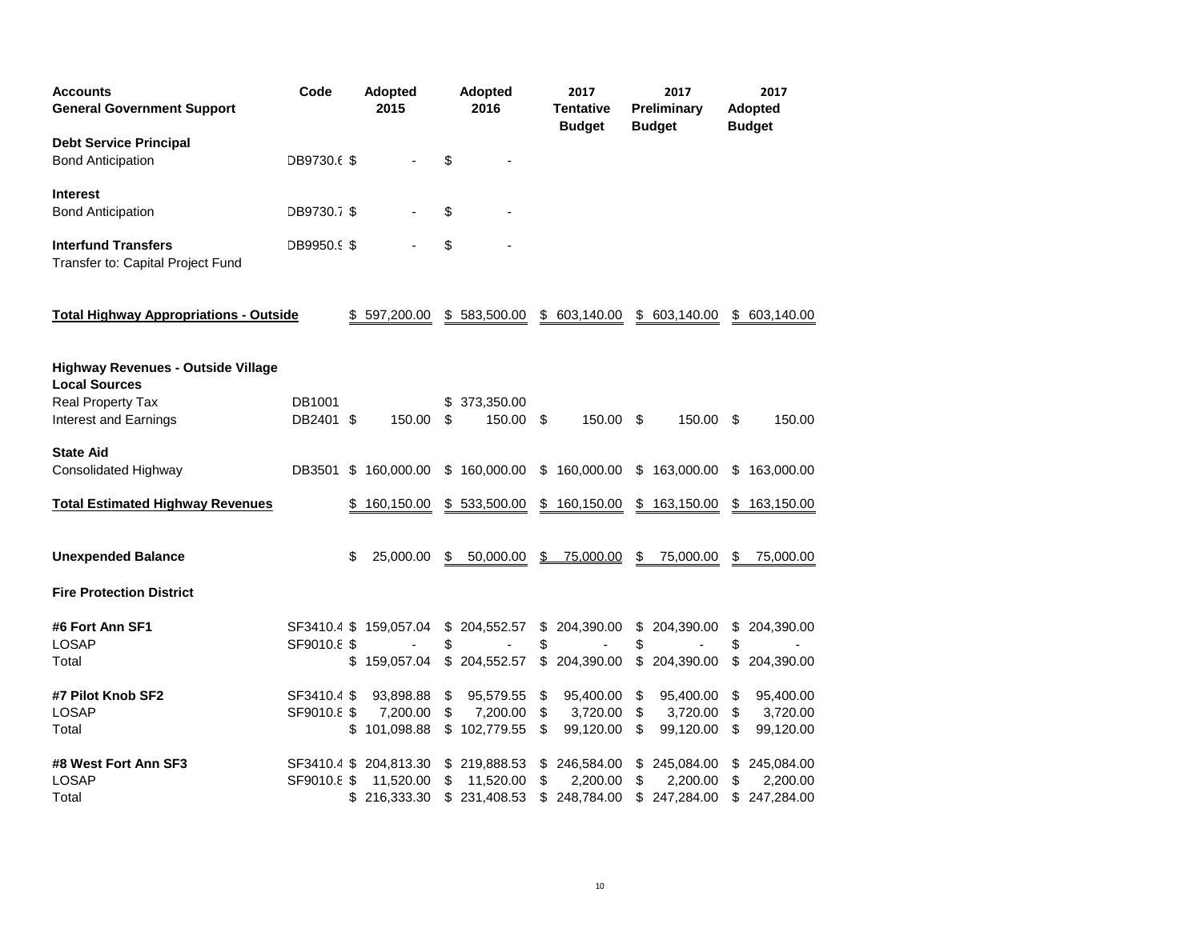| Accounts<br>General Government Support | Code | Adopted 2015 | Adopted 2016 | 2017 Tentative Budget | 2017 Preliminary Budget | 2017 Adopted Budget |
|---|---|---|---|---|---|---|
| **Debt Service Principal** | | | | | | |
| Bond Anticipation | DB9730.6 | $ - | $ - | | | |
| **Interest** | | | | | | |
| Bond Anticipation | DB9730.7 | $ - | $ - | | | |
| **Interfund Transfers** | DB9950.9 | $ - | $ - | | | |
| Transfer to: Capital Project Fund | | | | | | |
| **Total Highway Appropriations - Outside** | | $ 597,200.00 | $ 583,500.00 | $ 603,140.00 | $ 603,140.00 | $ 603,140.00 |
| **Highway Revenues - Outside Village** | | | | | | |
| **Local Sources** | | | | | | |
| Real Property Tax | DB1001 | | $ 373,350.00 | | | |
| Interest and Earnings | DB2401 | $ 150.00 | $ 150.00 | $ 150.00 | $ 150.00 | $ 150.00 |
| **State Aid** | | | | | | |
| Consolidated Highway | DB3501 | $ 160,000.00 | $ 160,000.00 | $ 160,000.00 | $ 163,000.00 | $ 163,000.00 |
| **Total Estimated Highway Revenues** | | $ 160,150.00 | $ 533,500.00 | $ 160,150.00 | $ 163,150.00 | $ 163,150.00 |
| **Unexpended Balance** | | $ 25,000.00 | $ 50,000.00 | $ 75,000.00 | $ 75,000.00 | $ 75,000.00 |
| **Fire Protection District** | | | | | | |
| **#6 Fort Ann SF1** | SF3410.4 | $ 159,057.04 | $ 204,552.57 | $ 204,390.00 | $ 204,390.00 | $ 204,390.00 |
| LOSAP | SF9010.8 | $ - | $ - | $ - | $ - | $ - |
| Total | | $ 159,057.04 | $ 204,552.57 | $ 204,390.00 | $ 204,390.00 | $ 204,390.00 |
| **#7 Pilot Knob SF2** | SF3410.4 | $ 93,898.88 | $ 95,579.55 | $ 95,400.00 | $ 95,400.00 | $ 95,400.00 |
| LOSAP | SF9010.8 | $ 7,200.00 | $ 7,200.00 | $ 3,720.00 | $ 3,720.00 | $ 3,720.00 |
| Total | | $ 101,098.88 | $ 102,779.55 | $ 99,120.00 | $ 99,120.00 | $ 99,120.00 |
| **#8 West Fort Ann SF3** | SF3410.4 | $ 204,813.30 | $ 219,888.53 | $ 246,584.00 | $ 245,084.00 | $ 245,084.00 |
| LOSAP | SF9010.8 | $ 11,520.00 | $ 11,520.00 | $ 2,200.00 | $ 2,200.00 | $ 2,200.00 |
| Total | | $ 216,333.30 | $ 231,408.53 | $ 248,784.00 | $ 247,284.00 | $ 247,284.00 |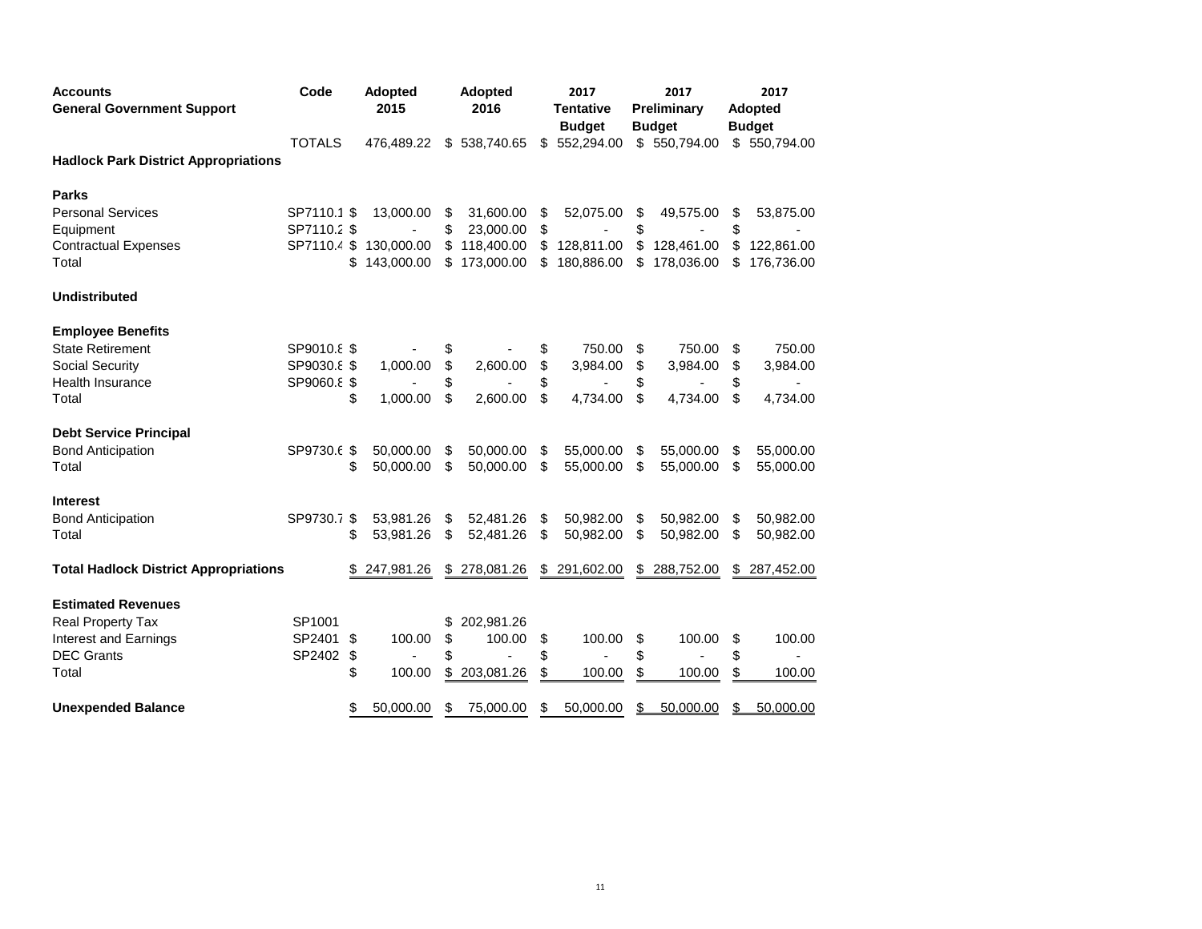| Accounts<br>General Government Support | Code | Adopted 2015 | Adopted 2016 | 2017 Tentative Budget | 2017 Preliminary Budget | 2017 Adopted Budget |
|---|---|---|---|---|---|---|
| | TOTALS | 476,489.22 | $ 538,740.65 | $ 552,294.00 | $ 550,794.00 | $ 550,794.00 |
| **Hadlock Park District Appropriations** | | | | | | |
| **Parks** | | | | | | |
| Personal Services | SP7110.1 | $ 13,000.00 | $ 31,600.00 | $ 52,075.00 | $ 49,575.00 | $ 53,875.00 |
| Equipment | SP7110.2 | $ - | $ 23,000.00 | $ - | $ - | $ - |
| Contractual Expenses | SP7110.4 | $ 130,000.00 | $ 118,400.00 | $ 128,811.00 | $ 128,461.00 | $ 122,861.00 |
| Total | | $ 143,000.00 | $ 173,000.00 | $ 180,886.00 | $ 178,036.00 | $ 176,736.00 |
| **Undistributed** | | | | | | |
| **Employee Benefits** | | | | | | |
| State Retirement | SP9010.8 | $ - | $ - | $ 750.00 | $ 750.00 | $ 750.00 |
| Social Security | SP9030.8 | $ 1,000.00 | $ 2,600.00 | $ 3,984.00 | $ 3,984.00 | $ 3,984.00 |
| Health Insurance | SP9060.8 | $ - | $ - | $ - | $ - | $ - |
| Total | | $ 1,000.00 | $ 2,600.00 | $ 4,734.00 | $ 4,734.00 | $ 4,734.00 |
| **Debt Service Principal** | | | | | | |
| Bond Anticipation | SP9730.6 | $ 50,000.00 | $ 50,000.00 | $ 55,000.00 | $ 55,000.00 | $ 55,000.00 |
| Total | | $ 50,000.00 | $ 50,000.00 | $ 55,000.00 | $ 55,000.00 | $ 55,000.00 |
| **Interest** | | | | | | |
| Bond Anticipation | SP9730.7 | $ 53,981.26 | $ 52,481.26 | $ 50,982.00 | $ 50,982.00 | $ 50,982.00 |
| Total | | $ 53,981.26 | $ 52,481.26 | $ 50,982.00 | $ 50,982.00 | $ 50,982.00 |
| **Total Hadlock District Appropriations** | | $ 247,981.26 | $ 278,081.26 | $ 291,602.00 | $ 288,752.00 | $ 287,452.00 |
| **Estimated Revenues** | | | | | | |
| Real Property Tax | SP1001 | | $ 202,981.26 | | | |
| Interest and Earnings | SP2401 | $ 100.00 | $ 100.00 | $ 100.00 | $ 100.00 | $ 100.00 |
| DEC Grants | SP2402 | $ - | $ - | $ - | $ - | $ - |
| Total | | $ 100.00 | $ 203,081.26 | $ 100.00 | $ 100.00 | $ 100.00 |
| **Unexpended Balance** | | $ 50,000.00 | $ 75,000.00 | $ 50,000.00 | $ 50,000.00 | $ 50,000.00 |